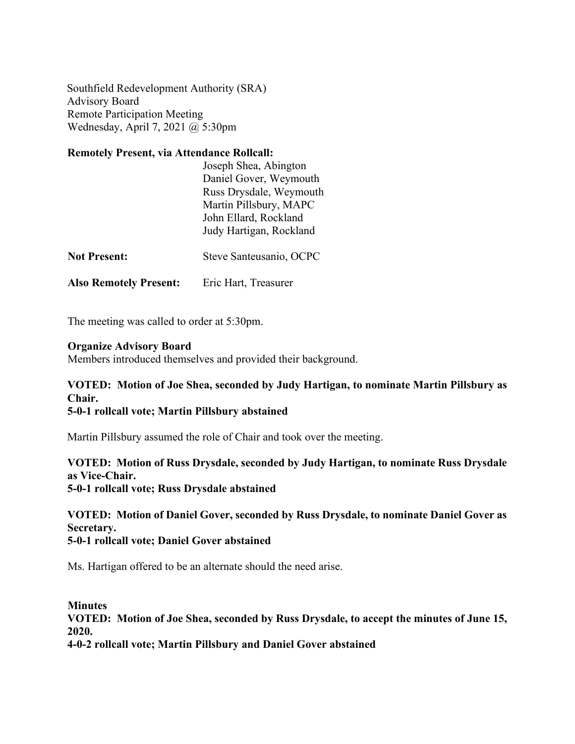Southfield Redevelopment Authority (SRA)
Advisory Board
Remote Participation Meeting
Wednesday, April 7, 2021 @ 5:30pm

**Remotely Present, via Attendance Rollcall:**

Joseph Shea, Abington
Daniel Gover, Weymouth
Russ Drysdale, Weymouth
Martin Pillsbury, MAPC
John Ellard, Rockland
Judy Hartigan, Rockland

**Not Present:** Steve Santeusanio, OCPC

**Also Remotely Present:** Eric Hart, Treasurer

The meeting was called to order at 5:30pm.

**Organize Advisory Board**
Members introduced themselves and provided their background.

**VOTED: Motion of Joe Shea, seconded by Judy Hartigan, to nominate Martin Pillsbury as Chair.**
**5-0-1 rollcall vote; Martin Pillsbury abstained**

Martin Pillsbury assumed the role of Chair and took over the meeting.

**VOTED: Motion of Russ Drysdale, seconded by Judy Hartigan, to nominate Russ Drysdale as Vice-Chair.**
**5-0-1 rollcall vote; Russ Drysdale abstained**

**VOTED: Motion of Daniel Gover, seconded by Russ Drysdale, to nominate Daniel Gover as Secretary.**
**5-0-1 rollcall vote; Daniel Gover abstained**

Ms. Hartigan offered to be an alternate should the need arise.

**Minutes**
**VOTED: Motion of Joe Shea, seconded by Russ Drysdale, to accept the minutes of June 15, 2020.**
**4-0-2 rollcall vote; Martin Pillsbury and Daniel Gover abstained**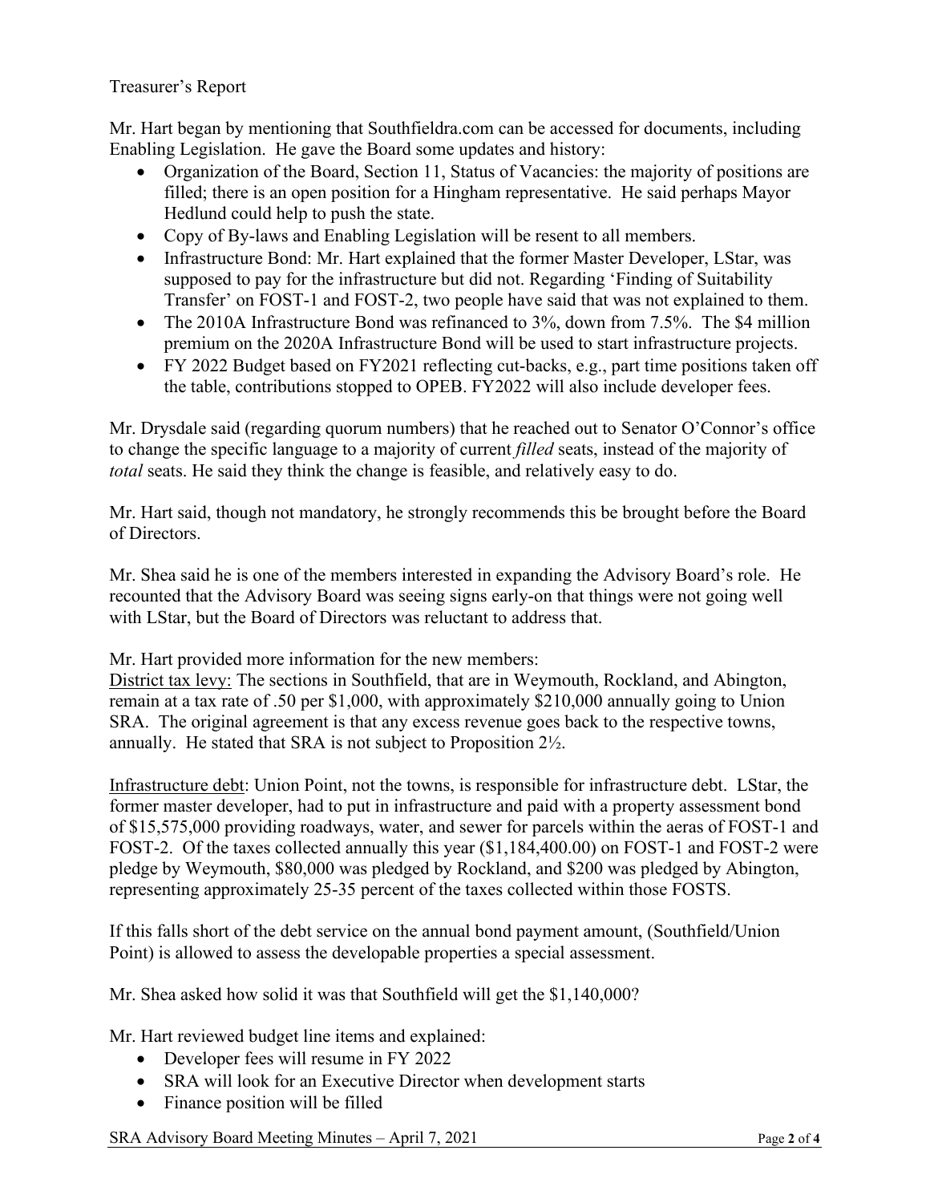Treasurer's Report

Mr. Hart began by mentioning that Southfieldra.com can be accessed for documents, including Enabling Legislation. He gave the Board some updates and history:

- Organization of the Board, Section 11, Status of Vacancies: the majority of positions are filled; there is an open position for a Hingham representative. He said perhaps Mayor Hedlund could help to push the state.
- Copy of By-laws and Enabling Legislation will be resent to all members.
- Infrastructure Bond: Mr. Hart explained that the former Master Developer, LStar, was supposed to pay for the infrastructure but did not. Regarding 'Finding of Suitability Transfer' on FOST-1 and FOST-2, two people have said that was not explained to them.
- The 2010A Infrastructure Bond was refinanced to 3%, down from 7.5%. The $4 million premium on the 2020A Infrastructure Bond will be used to start infrastructure projects.
- FY 2022 Budget based on FY2021 reflecting cut-backs, e.g., part time positions taken off the table, contributions stopped to OPEB. FY2022 will also include developer fees.

Mr. Drysdale said (regarding quorum numbers) that he reached out to Senator O'Connor's office to change the specific language to a majority of current *filled* seats, instead of the majority of *total* seats. He said they think the change is feasible, and relatively easy to do.

Mr. Hart said, though not mandatory, he strongly recommends this be brought before the Board of Directors.

Mr. Shea said he is one of the members interested in expanding the Advisory Board's role. He recounted that the Advisory Board was seeing signs early-on that things were not going well with LStar, but the Board of Directors was reluctant to address that.

Mr. Hart provided more information for the new members:
<u>District tax levy:</u> The sections in Southfield, that are in Weymouth, Rockland, and Abington, remain at a tax rate of .50 per $1,000, with approximately $210,000 annually going to Union SRA. The original agreement is that any excess revenue goes back to the respective towns, annually. He stated that SRA is not subject to Proposition 2½.

<u>Infrastructure debt</u>: Union Point, not the towns, is responsible for infrastructure debt. LStar, the former master developer, had to put in infrastructure and paid with a property assessment bond of $15,575,000 providing roadways, water, and sewer for parcels within the aeras of FOST-1 and FOST-2. Of the taxes collected annually this year ($1,184,400.00) on FOST-1 and FOST-2 were pledge by Weymouth, $80,000 was pledged by Rockland, and $200 was pledged by Abington, representing approximately 25-35 percent of the taxes collected within those FOSTS.

If this falls short of the debt service on the annual bond payment amount, (Southfield/Union Point) is allowed to assess the developable properties a special assessment.

Mr. Shea asked how solid it was that Southfield will get the $1,140,000?

Mr. Hart reviewed budget line items and explained:

- Developer fees will resume in FY 2022
- SRA will look for an Executive Director when development starts
- Finance position will be filled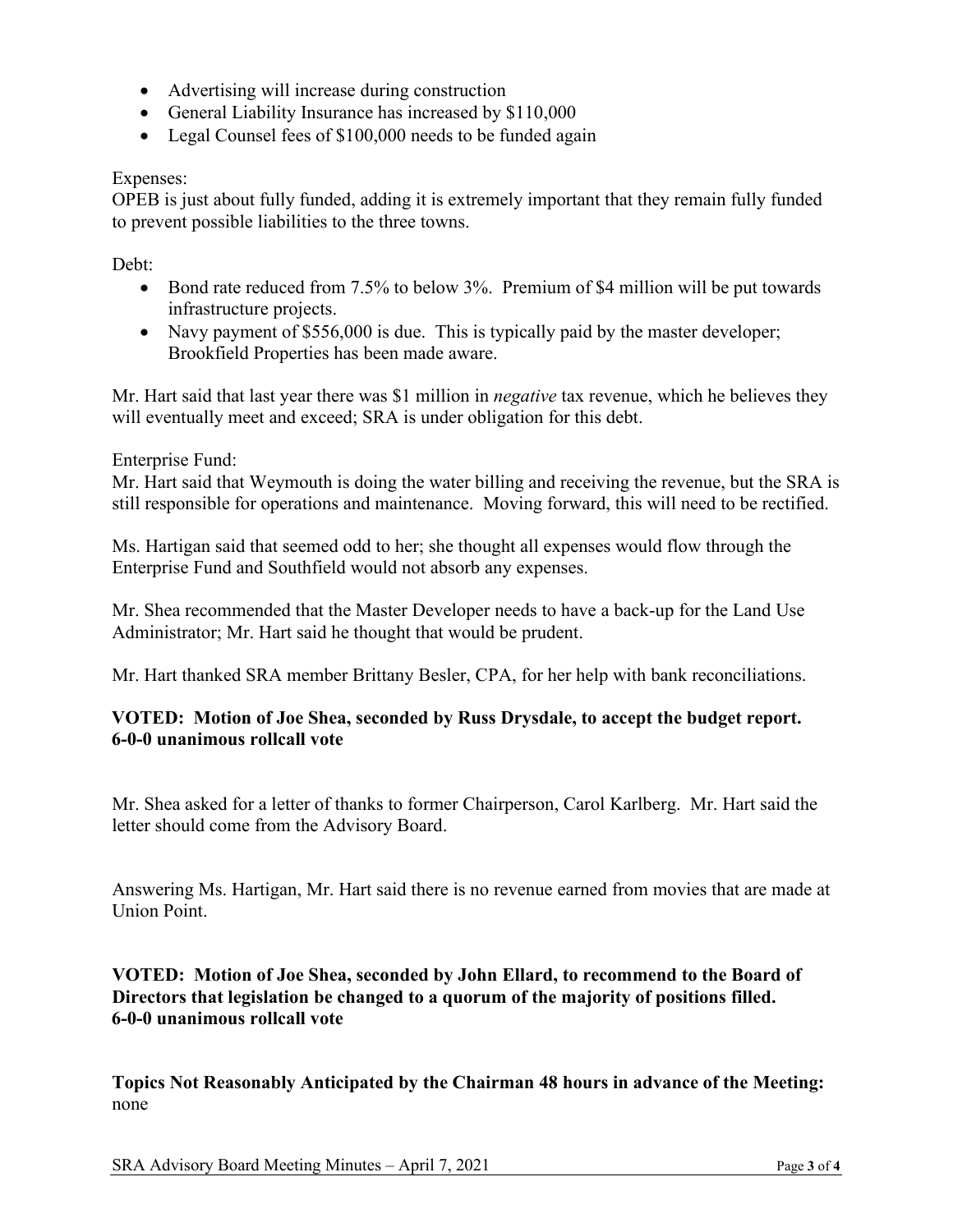- Advertising will increase during construction
- General Liability Insurance has increased by $110,000
- Legal Counsel fees of $100,000 needs to be funded again

Expenses:
OPEB is just about fully funded, adding it is extremely important that they remain fully funded to prevent possible liabilities to the three towns.

Debt:

- Bond rate reduced from 7.5% to below 3%. Premium of $4 million will be put towards infrastructure projects.
- Navy payment of $556,000 is due. This is typically paid by the master developer; Brookfield Properties has been made aware.

Mr. Hart said that last year there was $1 million in *negative* tax revenue, which he believes they will eventually meet and exceed; SRA is under obligation for this debt.

Enterprise Fund:
Mr. Hart said that Weymouth is doing the water billing and receiving the revenue, but the SRA is still responsible for operations and maintenance. Moving forward, this will need to be rectified.

Ms. Hartigan said that seemed odd to her; she thought all expenses would flow through the Enterprise Fund and Southfield would not absorb any expenses.

Mr. Shea recommended that the Master Developer needs to have a back-up for the Land Use Administrator; Mr. Hart said he thought that would be prudent.

Mr. Hart thanked SRA member Brittany Besler, CPA, for her help with bank reconciliations.

**VOTED: Motion of Joe Shea, seconded by Russ Drysdale, to accept the budget report. 6-0-0 unanimous rollcall vote**

Mr. Shea asked for a letter of thanks to former Chairperson, Carol Karlberg. Mr. Hart said the letter should come from the Advisory Board.

Answering Ms. Hartigan, Mr. Hart said there is no revenue earned from movies that are made at Union Point.

**VOTED: Motion of Joe Shea, seconded by John Ellard, to recommend to the Board of Directors that legislation be changed to a quorum of the majority of positions filled. 6-0-0 unanimous rollcall vote**

**Topics Not Reasonably Anticipated by the Chairman 48 hours in advance of the Meeting:** none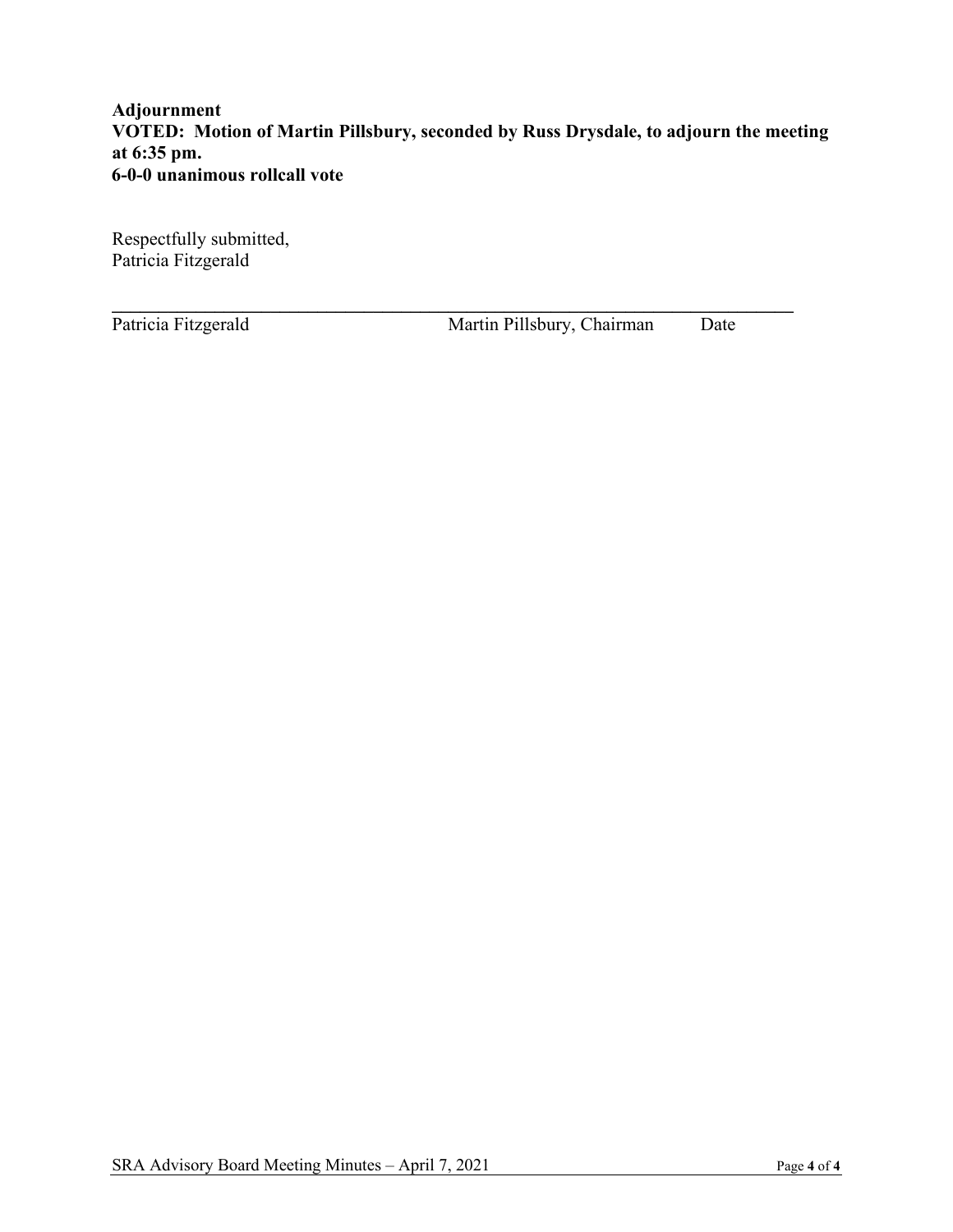**Adjournment**

**VOTED: Motion of Martin Pillsbury, seconded by Russ Drysdale, to adjourn the meeting at 6:35 pm.**

**6-0-0 unanimous rollcall vote**

Respectfully submitted,
Patricia Fitzgerald

Patricia Fitzgerald    Martin Pillsbury, Chairman    Date